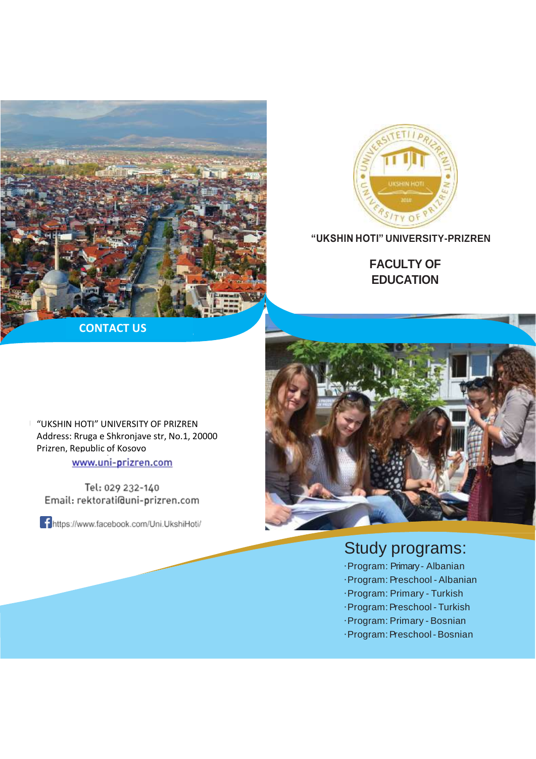# "UKSHIN HOTI" UNIVERSITY-PRIZREN

## FACULTY OF EDUCATION

## CONTACT US

"UKSHIN HOTI" UNIVERSITY OF PRIZREN
Address: Rruga e Shkronjave str, No.1, 20000
Prizren, Republic of Kosovo

www.uni-prizren.com

Tel: 029 232-140
Email: rektorati@uni-prizren.com

https://www.facebook.com/Uni.UkshiHoti/

## Study programs:

- Program: Primary - Albanian
- Program: Preschool - Albanian
- Program: Primary - Turkish
- Program: Preschool - Turkish
- Program: Primary - Bosnian
- Program: Preschool - Bosnian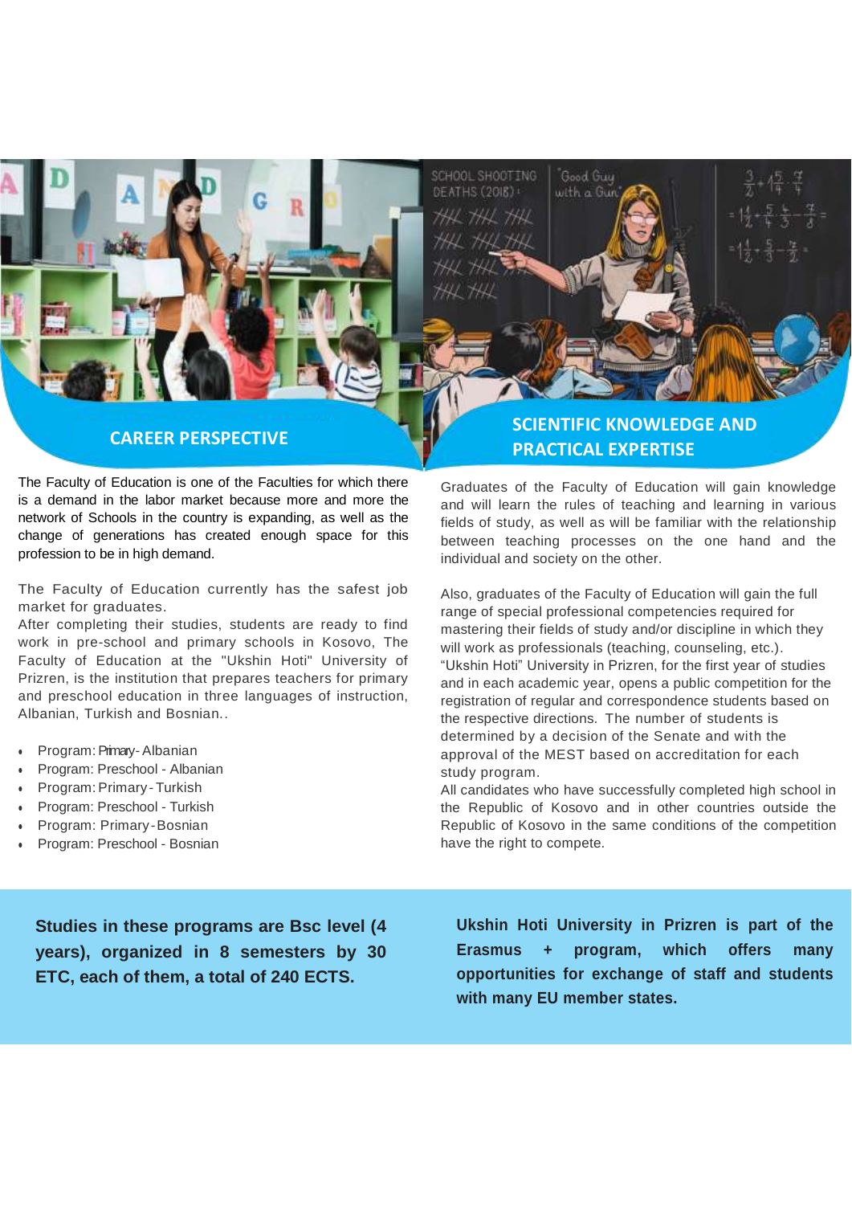## CAREER PERSPECTIVE

The Faculty of Education is one of the Faculties for which there is a demand in the labor market because more and more the network of Schools in the country is expanding, as well as the change of generations has created enough space for this profession to be in high demand.

The Faculty of Education currently has the safest job market for graduates.
After completing their studies, students are ready to find work in pre-school and primary schools in Kosovo, The Faculty of Education at the "Ukshin Hoti" University of Prizren, is the institution that prepares teachers for primary and preschool education in three languages of instruction, Albanian, Turkish and Bosnian..

- Program: Primary - Albanian
- Program: Preschool - Albanian
- Program: Primary - Turkish
- Program: Preschool - Turkish
- Program: Primary - Bosnian
- Program: Preschool - Bosnian

## SCIENTIFIC KNOWLEDGE AND PRACTICAL EXPERTISE

Graduates of the Faculty of Education will gain knowledge and will learn the rules of teaching and learning in various fields of study, as well as will be familiar with the relationship between teaching processes on the one hand and the individual and society on the other.

Also, graduates of the Faculty of Education will gain the full range of special professional competencies required for mastering their fields of study and/or discipline in which they will work as professionals (teaching, counseling, etc.).
"Ukshin Hoti" University in Prizren, for the first year of studies and in each academic year, opens a public competition for the registration of regular and correspondence students based on the respective directions. The number of students is determined by a decision of the Senate and with the approval of the MEST based on accreditation for each study program.
All candidates who have successfully completed high school in the Republic of Kosovo and in other countries outside the Republic of Kosovo in the same conditions of the competition have the right to compete.

**Studies in these programs are Bsc level (4 years), organized in 8 semesters by 30 ETC, each of them, a total of 240 ECTS.**

**Ukshin Hoti University in Prizren is part of the Erasmus + program, which offers many opportunities for exchange of staff and students with many EU member states.**